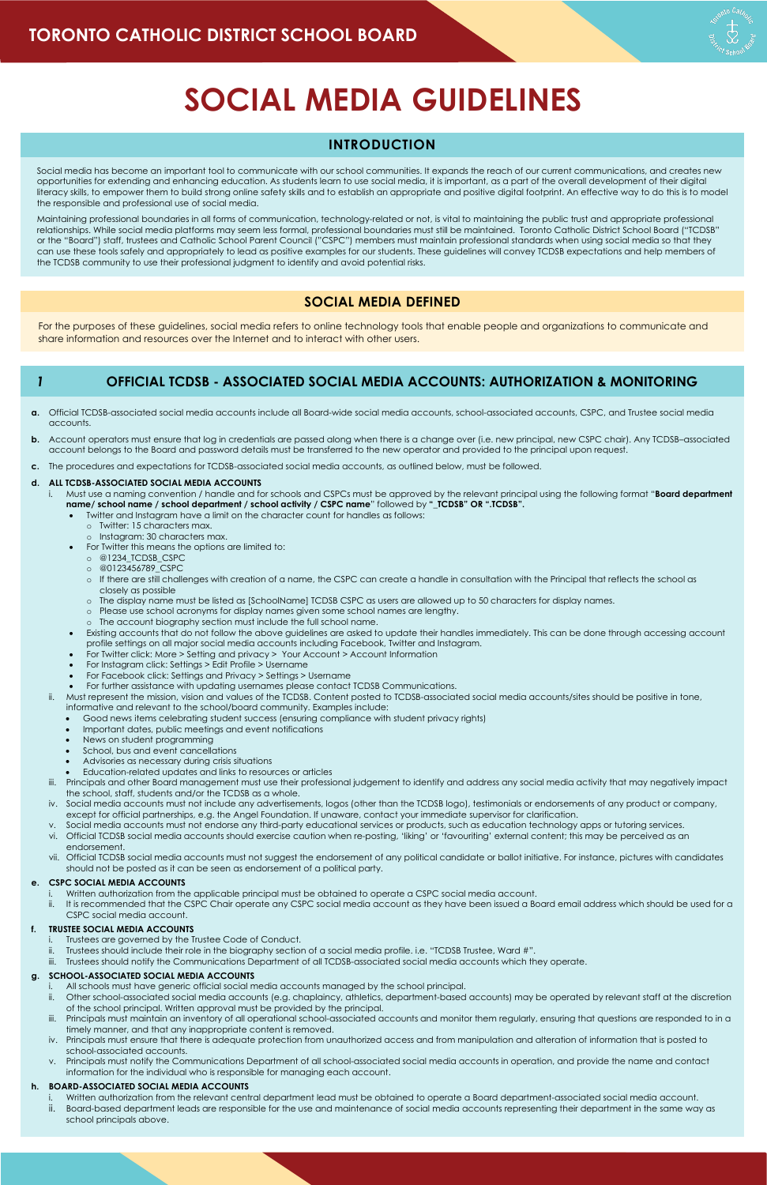# TORONTO CATHOLIC DISTRICT SCHOOL BOARD

# SOCIAL MEDIA GUIDELINES

## INTRODUCTION

Social media has become an important tool to communicate with our school communities. It expands the reach of our current communications, and creates new opportunities for extending and enhancing education. As students learn to use social media, it is important, as a part of the overall development of their digital literacy skills, to empower them to build strong online safety skills and to establish an appropriate and positive digital footprint. An effective way to do this is to model the responsible and professional use of social media.

Maintaining professional boundaries in all forms of communication, technology-related or not, is vital to maintaining the public trust and appropriate professional relationships. While social media platforms may seem less formal, professional boundaries must still be maintained. Toronto Catholic District School Board ("TCDSB" or the "Board") staff, trustees and Catholic School Parent Council ("CSPC") members must maintain professional standards when using social media so that they can use these tools safely and appropriately to lead as positive examples for our students. These guidelines will convey TCDSB expectations and help members of the TCDSB community to use their professional judgment to identify and avoid potential risks.

## SOCIAL MEDIA DEFINED

For the purposes of these guidelines, social media refers to online technology tools that enable people and organizations to communicate and share information and resources over the Internet and to interact with other users.

## 1 OFFICIAL TCDSB - ASSOCIATED SOCIAL MEDIA ACCOUNTS: AUTHORIZATION & MONITORING

**a.** Official TCDSB-associated social media accounts include all Board-wide social media accounts, school-associated accounts, CSPC, and Trustee social media accounts.

**b.** Account operators must ensure that log in credentials are passed along when there is a change over (i.e. new principal, new CSPC chair). Any TCDSB–associated account belongs to the Board and password details must be transferred to the new operator and provided to the principal upon request.

**c.** The procedures and expectations for TCDSB-associated social media accounts, as outlined below, must be followed.

**d. ALL TCDSB-ASSOCIATED SOCIAL MEDIA ACCOUNTS**

i. Must use a naming convention / handle and for schools and CSPCs must be approved by the relevant principal using the following format "**Board department name/ school name / school department / school activity / CSPC name**" followed by **"_TCDSB" OR ".TCDSB".**
- Twitter and Instagram have a limit on the character count for handles as follows:
  - Twitter: 15 characters max.
  - Instagram: 30 characters max.
- For Twitter this means the options are limited to:
  - @1234_TCDSB_CSPC
  - @0123456789_CSPC
  - If there are still challenges with creation of a name, the CSPC can create a handle in consultation with the Principal that reflects the school as closely as possible
  - The display name must be listed as [SchoolName] TCDSB CSPC as users are allowed up to 50 characters for display names.
  - Please use school acronyms for display names given some school names are lengthy.
  - The account biography section must include the full school name.
- Existing accounts that do not follow the above guidelines are asked to update their handles immediately. This can be done through accessing account profile settings on all major social media accounts including Facebook, Twitter and Instagram.
- For Twitter click: More > Setting and privacy > Your Account > Account Information
- For Instagram click: Settings > Edit Profile > Username
- For Facebook click: Settings and Privacy > Settings > Username
- For further assistance with updating usernames please contact TCDSB Communications.

ii. Must represent the mission, vision and values of the TCDSB. Content posted to TCDSB-associated social media accounts/sites should be positive in tone, informative and relevant to the school/board community. Examples include:
- Good news items celebrating student success (ensuring compliance with student privacy rights)
- Important dates, public meetings and event notifications
- News on student programming
- School, bus and event cancellations
- Advisories as necessary during crisis situations
- Education-related updates and links to resources or articles

iii. Principals and other Board management must use their professional judgement to identify and address any social media activity that may negatively impact the school, staff, students and/or the TCDSB as a whole.

iv. Social media accounts must not include any advertisements, logos (other than the TCDSB logo), testimonials or endorsements of any product or company, except for official partnerships, e.g. the Angel Foundation. If unaware, contact your immediate supervisor for clarification.

v. Social media accounts must not endorse any third-party educational services or products, such as education technology apps or tutoring services.

vi. Official TCDSB social media accounts should exercise caution when re-posting, 'liking' or 'favouriting' external content; this may be perceived as an endorsement.

vii. Official TCDSB social media accounts must not suggest the endorsement of any political candidate or ballot initiative. For instance, pictures with candidates should not be posted as it can be seen as endorsement of a political party.

**e. CSPC SOCIAL MEDIA ACCOUNTS**

i. Written authorization from the applicable principal must be obtained to operate a CSPC social media account.

ii. It is recommended that the CSPC Chair operate any CSPC social media account as they have been issued a Board email address which should be used for a CSPC social media account.

**f. TRUSTEE SOCIAL MEDIA ACCOUNTS**

i. Trustees are governed by the Trustee Code of Conduct.

ii. Trustees should include their role in the biography section of a social media profile. i.e. "TCDSB Trustee, Ward #".

iii. Trustees should notify the Communications Department of all TCDSB-associated social media accounts which they operate.

**g. SCHOOL-ASSOCIATED SOCIAL MEDIA ACCOUNTS**

i. All schools must have generic official social media accounts managed by the school principal.

ii. Other school-associated social media accounts (e.g. chaplaincy, athletics, department-based accounts) may be operated by relevant staff at the discretion of the school principal. Written approval must be provided by the principal.

iii. Principals must maintain an inventory of all operational school-associated accounts and monitor them regularly, ensuring that questions are responded to in a timely manner, and that any inappropriate content is removed.

iv. Principals must ensure that there is adequate protection from unauthorized access and from manipulation and alteration of information that is posted to school-associated accounts.

v. Principals must notify the Communications Department of all school-associated social media accounts in operation, and provide the name and contact information for the individual who is responsible for managing each account.

**h. BOARD-ASSOCIATED SOCIAL MEDIA ACCOUNTS**

i. Written authorization from the relevant central department lead must be obtained to operate a Board department-associated social media account.

ii. Board-based department leads are responsible for the use and maintenance of social media accounts representing their department in the same way as school principals above.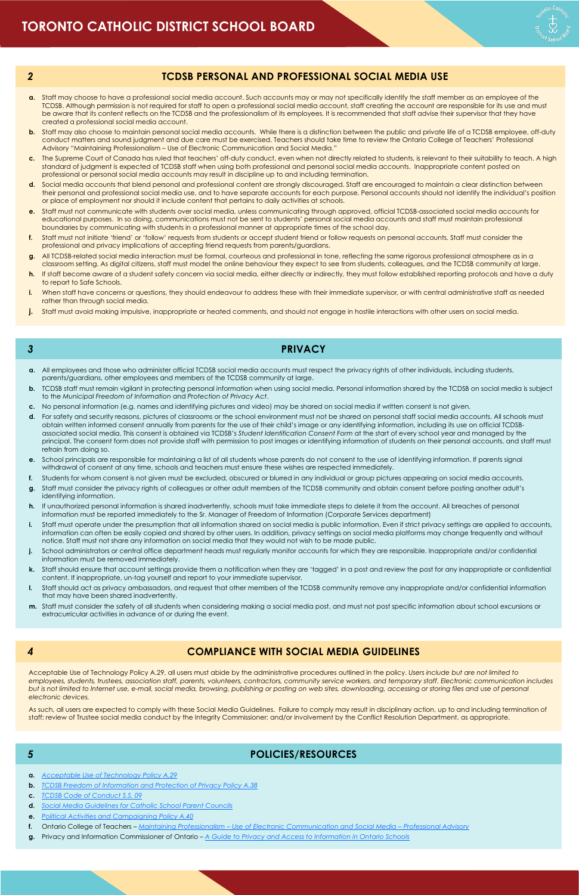## 2 TCDSB PERSONAL AND PROFESSIONAL SOCIAL MEDIA USE

a. Staff may choose to have a professional social media account. Such accounts may or may not specifically identify the staff member as an employee of the TCDSB. Although permission is not required for staff to open a professional social media account, staff creating the account are responsible for its use and must be aware that its content reflects on the TCDSB and the professionalism of its employees. It is recommended that staff advise their supervisor that they have created a professional social media account.

b. Staff may also choose to maintain personal social media accounts. While there is a distinction between the public and private life of a TCDSB employee, off-duty conduct matters and sound judgment and due care must be exercised. Teachers should take time to review the Ontario College of Teachers' Professional Advisory "Maintaining Professionalism – Use of Electronic Communication and Social Media."

c. The Supreme Court of Canada has ruled that teachers' off-duty conduct, even when not directly related to students, is relevant to their suitability to teach. A high standard of judgment is expected of TCDSB staff when using both professional and personal social media accounts. Inappropriate content posted on professional or personal social media accounts may result in discipline up to and including termination.

d. Social media accounts that blend personal and professional content are strongly discouraged. Staff are encouraged to maintain a clear distinction between their personal and professional social media use, and to have separate accounts for each purpose. Personal accounts should not identify the individual's position or place of employment nor should it include content that pertains to daily activities at schools.

e. Staff must not communicate with students over social media, unless communicating through approved, official TCDSB-associated social media accounts for educational purposes. In so doing, communications must not be sent to students' personal social media accounts and staff must maintain professional boundaries by communicating with students in a professional manner at appropriate times of the school day.

f. Staff must not initiate 'friend' or 'follow' requests from students or accept student friend or follow requests on personal accounts. Staff must consider the professional and privacy implications of accepting friend requests from parents/guardians.

g. All TCDSB-related social media interaction must be formal, courteous and professional in tone, reflecting the same rigorous professional atmosphere as in a classroom setting. As digital citizens, staff must model the online behaviour they expect to see from students, colleagues, and the TCDSB community at large.

h. If staff become aware of a student safety concern via social media, either directly or indirectly, they must follow established reporting protocols and have a duty to report to Safe Schools.

i. When staff have concerns or questions, they should endeavour to address these with their immediate supervisor, or with central administrative staff as needed rather than through social media.

j. Staff must avoid making impulsive, inappropriate or heated comments, and should not engage in hostile interactions with other users on social media.

## 3 PRIVACY

a. All employees and those who administer official TCDSB social media accounts must respect the privacy rights of other individuals, including students, parents/guardians, other employees and members of the TCDSB community at large.

b. TCDSB staff must remain vigilant in protecting personal information when using social media. Personal information shared by the TCDSB on social media is subject to the *Municipal Freedom of Information and Protection of Privacy Act*.

c. No personal information (e.g. names and identifying pictures and video) may be shared on social media if written consent is not given.

d. For safety and security reasons, pictures of classrooms or the school environment must not be shared on personal staff social media accounts. All schools must obtain written informed consent annually from parents for the use of their child's image or any identifying information, including its use on official TCDSB-associated social media. This consent is obtained via TCDSB's *Student Identification Consent Form* at the start of every school year and managed by the principal. The consent form does not provide staff with permission to post images or identifying information of students on their personal accounts, and staff must refrain from doing so.

e. School principals are responsible for maintaining a list of all students whose parents do not consent to the use of identifying information. If parents signal withdrawal of consent at any time, schools and teachers must ensure these wishes are respected immediately.

f. Students for whom consent is not given must be excluded, obscured or blurred in any individual or group pictures appearing on social media accounts.

g. Staff must consider the privacy rights of colleagues or other adult members of the TCDSB community and obtain consent before posting another adult's identifying information.

h. If unauthorized personal information is shared inadvertently, schools must take immediate steps to delete it from the account. All breaches of personal information must be reported immediately to the Sr. Manager of Freedom of Information (Corporate Services department)

i. Staff must operate under the presumption that all information shared on social media is public information. Even if strict privacy settings are applied to accounts, information can often be easily copied and shared by other users. In addition, privacy settings on social media platforms may change frequently and without notice. Staff must not share any information on social media that they would not wish to be made public.

j. School administrators or central office department heads must regularly monitor accounts for which they are responsible. Inappropriate and/or confidential information must be removed immediately.

k. Staff should ensure that account settings provide them a notification when they are 'tagged' in a post and review the post for any inappropriate or confidential content. If inappropriate, un-tag yourself and report to your immediate supervisor.

l. Staff should act as privacy ambassadors, and request that other members of the TCDSB community remove any inappropriate and/or confidential information that may have been shared inadvertently.

m. Staff must consider the safety of all students when considering making a social media post, and must not post specific information about school excursions or extracurricular activities in advance of or during the event.

## 4 COMPLIANCE WITH SOCIAL MEDIA GUIDELINES

Acceptable Use of Technology Policy A.29, all users must abide by the administrative procedures outlined in the policy. *Users include but are not limited to employees, students, trustees, association staff, parents, volunteers, contractors, community service workers, and temporary staff. Electronic communication includes but is not limited to Internet use, e-mail, social media, browsing, publishing or posting on web sites, downloading, accessing or storing files and use of personal electronic devices.*

As such, all users are expected to comply with these Social Media Guidelines. Failure to comply may result in disciplinary action, up to and including termination of staff; review of Trustee social media conduct by the Integrity Commissioner; and/or involvement by the Conflict Resolution Department, as appropriate.

## 5 POLICIES/RESOURCES

a. *Acceptable Use of Technology Policy A.29*

b. *TCDSB Freedom of Information and Protection of Privacy Policy A.38*

c. *TCDSB Code of Conduct S.S. 09*

d. *Social Media Guidelines for Catholic School Parent Councils*

e. *Political Activities and Campaigning Policy A.40*

f. Ontario College of Teachers – *Maintaining Professionalism – Use of Electronic Communication and Social Media – Professional Advisory*

g. Privacy and Information Commissioner of Ontario – *A Guide to Privacy and Access to Information in Ontario Schools*